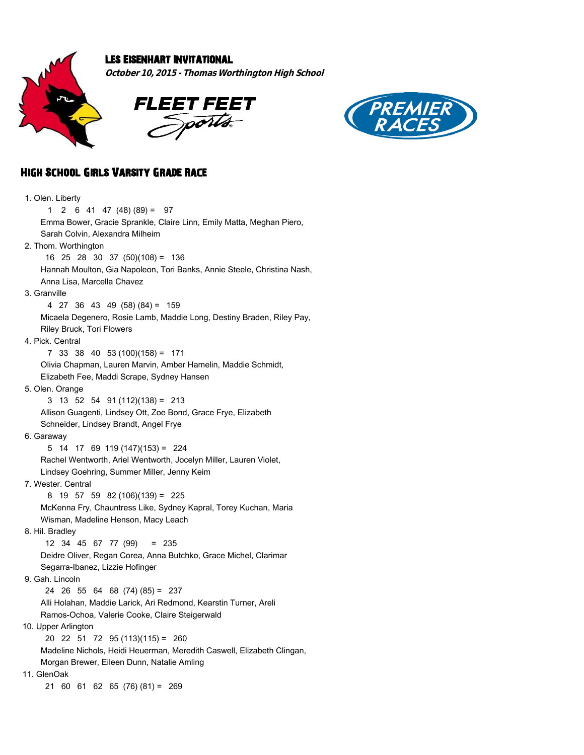# Les Eisenhart Invitational

***October 10, 2015 - Thomas Worthington High School***

FLEET FEET Sports

PREMIER RACES

## High School Girls Varsity Grade Race

1. Olen. Liberty
   1 2 6 41 47 (48) (89) = 97
   Emma Bower, Gracie Sprankle, Claire Linn, Emily Matta, Meghan Piero, Sarah Colvin, Alexandra Milheim
2. Thom. Worthington
   16 25 28 30 37 (50)(108) = 136
   Hannah Moulton, Gia Napoleon, Tori Banks, Annie Steele, Christina Nash, Anna Lisa, Marcella Chavez
3. Granville
   4 27 36 43 49 (58) (84) = 159
   Micaela Degenero, Rosie Lamb, Maddie Long, Destiny Braden, Riley Pay, Riley Bruck, Tori Flowers
4. Pick. Central
   7 33 38 40 53 (100)(158) = 171
   Olivia Chapman, Lauren Marvin, Amber Hamelin, Maddie Schmidt, Elizabeth Fee, Maddi Scrape, Sydney Hansen
5. Olen. Orange
   3 13 52 54 91 (112)(138) = 213
   Allison Guagenti, Lindsey Ott, Zoe Bond, Grace Frye, Elizabeth Schneider, Lindsey Brandt, Angel Frye
6. Garaway
   5 14 17 69 119 (147)(153) = 224
   Rachel Wentworth, Ariel Wentworth, Jocelyn Miller, Lauren Violet, Lindsey Goehring, Summer Miller, Jenny Keim
7. Wester. Central
   8 19 57 59 82 (106)(139) = 225
   McKenna Fry, Chauntress Like, Sydney Kapral, Torey Kuchan, Maria Wisman, Madeline Henson, Macy Leach
8. Hil. Bradley
   12 34 45 67 77 (99) = 235
   Deidre Oliver, Regan Corea, Anna Butchko, Grace Michel, Clarimar Segarra-Ibanez, Lizzie Hofinger
9. Gah. Lincoln
   24 26 55 64 68 (74) (85) = 237
   Alli Holahan, Maddie Larick, Ari Redmond, Kearstin Turner, Areli Ramos-Ochoa, Valerie Cooke, Claire Steigerwald
10. Upper Arlington
    20 22 51 72 95 (113)(115) = 260
    Madeline Nichols, Heidi Heuerman, Meredith Caswell, Elizabeth Clingan, Morgan Brewer, Eileen Dunn, Natalie Amling
11. GlenOak
    21 60 61 62 65 (76) (81) = 269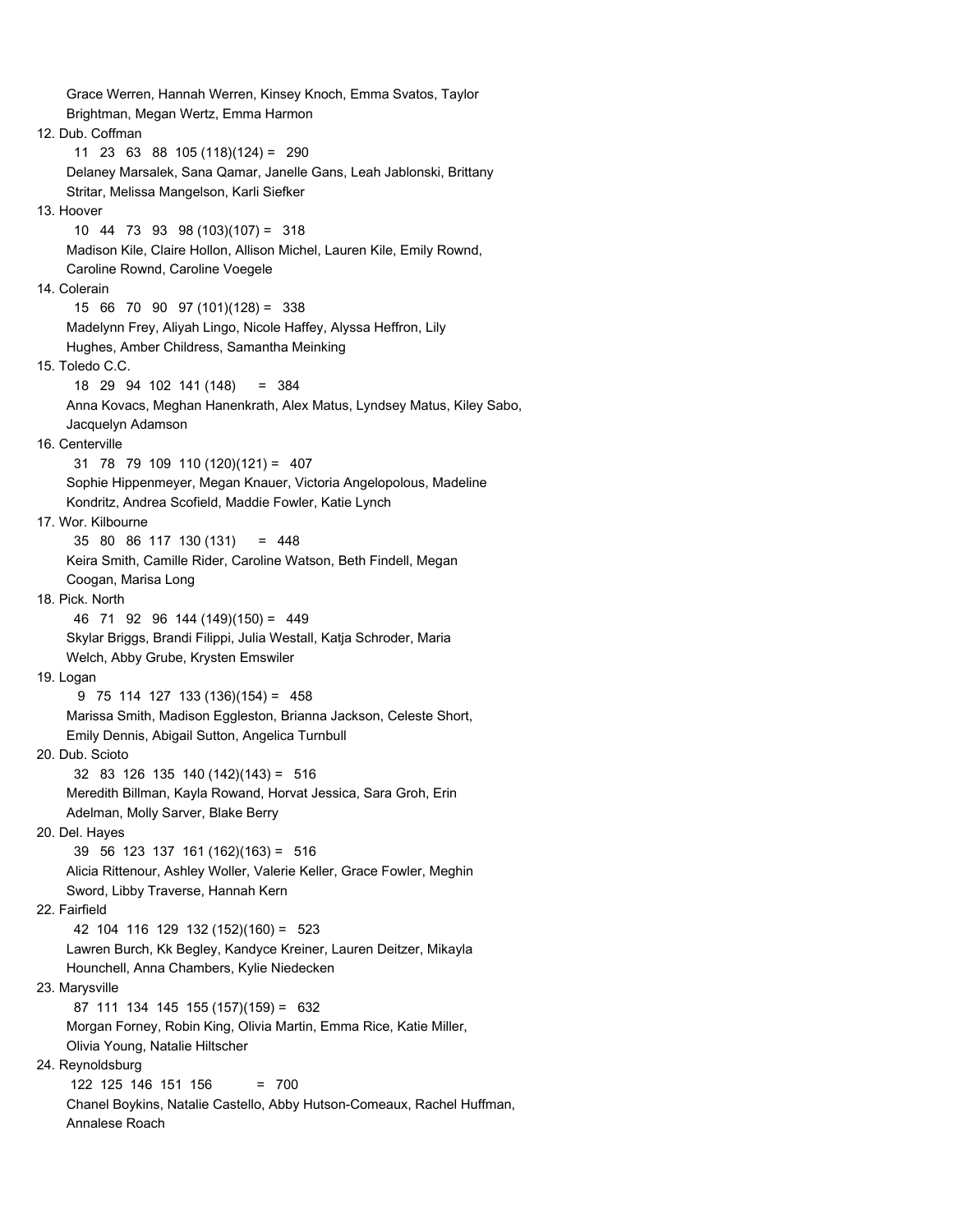Grace Werren, Hannah Werren, Kinsey Knoch, Emma Svatos, Taylor Brightman, Megan Wertz, Emma Harmon

12. Dub. Coffman
    11 23 63 88 105 (118)(124) = 290
    Delaney Marsalek, Sana Qamar, Janelle Gans, Leah Jablonski, Brittany Stritar, Melissa Mangelson, Karli Siefker

13. Hoover
    10 44 73 93 98 (103)(107) = 318
    Madison Kile, Claire Hollon, Allison Michel, Lauren Kile, Emily Rownd, Caroline Rownd, Caroline Voegele

14. Colerain
    15 66 70 90 97 (101)(128) = 338
    Madelynn Frey, Aliyah Lingo, Nicole Haffey, Alyssa Heffron, Lily Hughes, Amber Childress, Samantha Meinking

15. Toledo C.C.
    18 29 94 102 141 (148) = 384
    Anna Kovacs, Meghan Hanenkrath, Alex Matus, Lyndsey Matus, Kiley Sabo, Jacquelyn Adamson

16. Centerville
    31 78 79 109 110 (120)(121) = 407
    Sophie Hippenmeyer, Megan Knauer, Victoria Angelopolous, Madeline Kondritz, Andrea Scofield, Maddie Fowler, Katie Lynch

17. Wor. Kilbourne
    35 80 86 117 130 (131) = 448
    Keira Smith, Camille Rider, Caroline Watson, Beth Findell, Megan Coogan, Marisa Long

18. Pick. North
    46 71 92 96 144 (149)(150) = 449
    Skylar Briggs, Brandi Filippi, Julia Westall, Katja Schroder, Maria Welch, Abby Grube, Krysten Emswiler

19. Logan
    9 75 114 127 133 (136)(154) = 458
    Marissa Smith, Madison Eggleston, Brianna Jackson, Celeste Short, Emily Dennis, Abigail Sutton, Angelica Turnbull

20. Dub. Scioto
    32 83 126 135 140 (142)(143) = 516
    Meredith Billman, Kayla Rowand, Horvat Jessica, Sara Groh, Erin Adelman, Molly Sarver, Blake Berry

20. Del. Hayes
    39 56 123 137 161 (162)(163) = 516
    Alicia Rittenour, Ashley Woller, Valerie Keller, Grace Fowler, Meghin Sword, Libby Traverse, Hannah Kern

22. Fairfield
    42 104 116 129 132 (152)(160) = 523
    Lawren Burch, Kk Begley, Kandyce Kreiner, Lauren Deitzer, Mikayla Hounchell, Anna Chambers, Kylie Niedecken

23. Marysville
    87 111 134 145 155 (157)(159) = 632
    Morgan Forney, Robin King, Olivia Martin, Emma Rice, Katie Miller, Olivia Young, Natalie Hiltscher

24. Reynoldsburg
    122 125 146 151 156 = 700
    Chanel Boykins, Natalie Castello, Abby Hutson-Comeaux, Rachel Huffman, Annalese Roach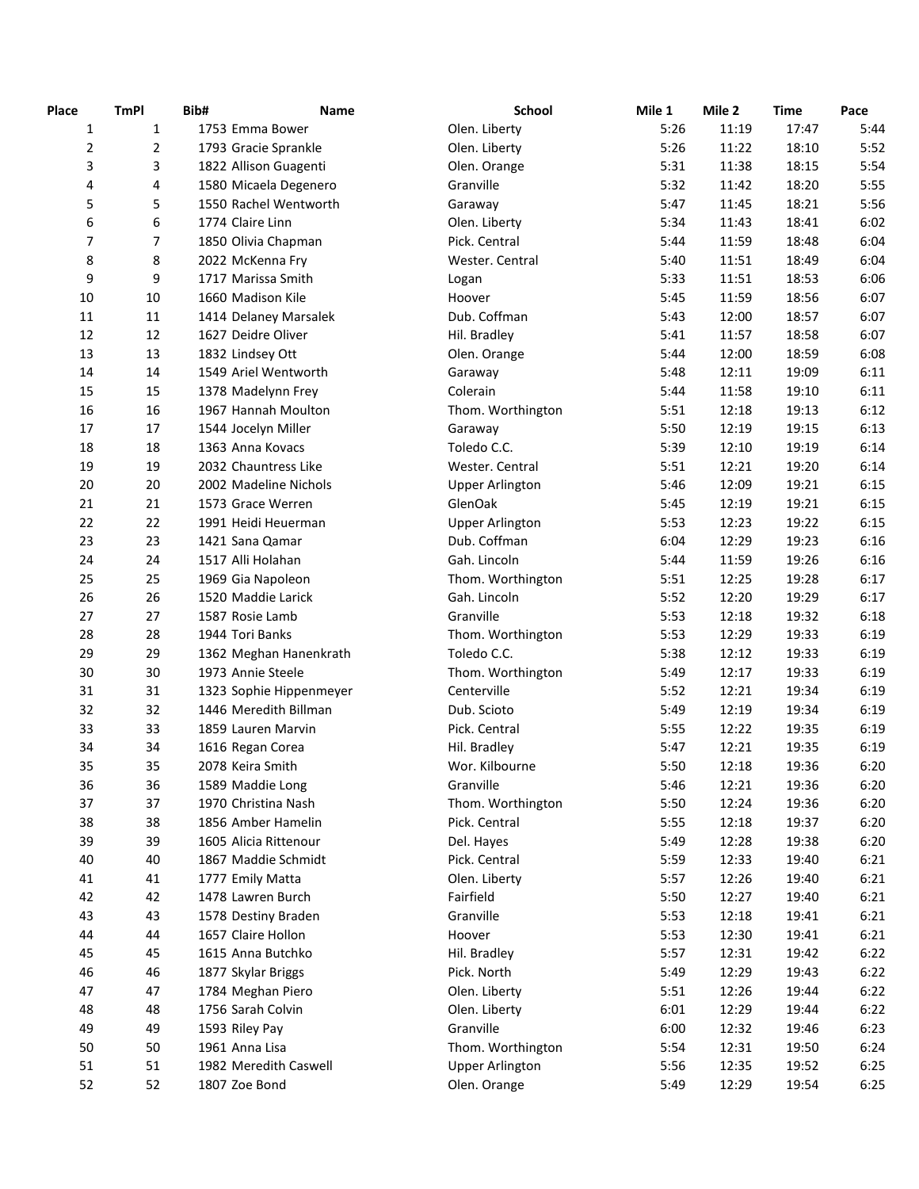| Place | TmPl | Bib# | Name | School | Mile 1 | Mile 2 | Time | Pace |
|---|---|---|---|---|---|---|---|---|
| 1 | 1 | 1753 | Emma Bower | Olen. Liberty | 5:26 | 11:19 | 17:47 | 5:44 |
| 2 | 2 | 1793 | Gracie Sprankle | Olen. Liberty | 5:26 | 11:22 | 18:10 | 5:52 |
| 3 | 3 | 1822 | Allison Guagenti | Olen. Orange | 5:31 | 11:38 | 18:15 | 5:54 |
| 4 | 4 | 1580 | Micaela Degenero | Granville | 5:32 | 11:42 | 18:20 | 5:55 |
| 5 | 5 | 1550 | Rachel Wentworth | Garaway | 5:47 | 11:45 | 18:21 | 5:56 |
| 6 | 6 | 1774 | Claire Linn | Olen. Liberty | 5:34 | 11:43 | 18:41 | 6:02 |
| 7 | 7 | 1850 | Olivia Chapman | Pick. Central | 5:44 | 11:59 | 18:48 | 6:04 |
| 8 | 8 | 2022 | McKenna Fry | Wester. Central | 5:40 | 11:51 | 18:49 | 6:04 |
| 9 | 9 | 1717 | Marissa Smith | Logan | 5:33 | 11:51 | 18:53 | 6:06 |
| 10 | 10 | 1660 | Madison Kile | Hoover | 5:45 | 11:59 | 18:56 | 6:07 |
| 11 | 11 | 1414 | Delaney Marsalek | Dub. Coffman | 5:43 | 12:00 | 18:57 | 6:07 |
| 12 | 12 | 1627 | Deidre Oliver | Hil. Bradley | 5:41 | 11:57 | 18:58 | 6:07 |
| 13 | 13 | 1832 | Lindsey Ott | Olen. Orange | 5:44 | 12:00 | 18:59 | 6:08 |
| 14 | 14 | 1549 | Ariel Wentworth | Garaway | 5:48 | 12:11 | 19:09 | 6:11 |
| 15 | 15 | 1378 | Madelynn Frey | Colerain | 5:44 | 11:58 | 19:10 | 6:11 |
| 16 | 16 | 1967 | Hannah Moulton | Thom. Worthington | 5:51 | 12:18 | 19:13 | 6:12 |
| 17 | 17 | 1544 | Jocelyn Miller | Garaway | 5:50 | 12:19 | 19:15 | 6:13 |
| 18 | 18 | 1363 | Anna Kovacs | Toledo C.C. | 5:39 | 12:10 | 19:19 | 6:14 |
| 19 | 19 | 2032 | Chauntress Like | Wester. Central | 5:51 | 12:21 | 19:20 | 6:14 |
| 20 | 20 | 2002 | Madeline Nichols | Upper Arlington | 5:46 | 12:09 | 19:21 | 6:15 |
| 21 | 21 | 1573 | Grace Werren | GlenOak | 5:45 | 12:19 | 19:21 | 6:15 |
| 22 | 22 | 1991 | Heidi Heuerman | Upper Arlington | 5:53 | 12:23 | 19:22 | 6:15 |
| 23 | 23 | 1421 | Sana Qamar | Dub. Coffman | 6:04 | 12:29 | 19:23 | 6:16 |
| 24 | 24 | 1517 | Alli Holahan | Gah. Lincoln | 5:44 | 11:59 | 19:26 | 6:16 |
| 25 | 25 | 1969 | Gia Napoleon | Thom. Worthington | 5:51 | 12:25 | 19:28 | 6:17 |
| 26 | 26 | 1520 | Maddie Larick | Gah. Lincoln | 5:52 | 12:20 | 19:29 | 6:17 |
| 27 | 27 | 1587 | Rosie Lamb | Granville | 5:53 | 12:18 | 19:32 | 6:18 |
| 28 | 28 | 1944 | Tori Banks | Thom. Worthington | 5:53 | 12:29 | 19:33 | 6:19 |
| 29 | 29 | 1362 | Meghan Hanenkrath | Toledo C.C. | 5:38 | 12:12 | 19:33 | 6:19 |
| 30 | 30 | 1973 | Annie Steele | Thom. Worthington | 5:49 | 12:17 | 19:33 | 6:19 |
| 31 | 31 | 1323 | Sophie Hippenmeyer | Centerville | 5:52 | 12:21 | 19:34 | 6:19 |
| 32 | 32 | 1446 | Meredith Billman | Dub. Scioto | 5:49 | 12:19 | 19:34 | 6:19 |
| 33 | 33 | 1859 | Lauren Marvin | Pick. Central | 5:55 | 12:22 | 19:35 | 6:19 |
| 34 | 34 | 1616 | Regan Corea | Hil. Bradley | 5:47 | 12:21 | 19:35 | 6:19 |
| 35 | 35 | 2078 | Keira Smith | Wor. Kilbourne | 5:50 | 12:18 | 19:36 | 6:20 |
| 36 | 36 | 1589 | Maddie Long | Granville | 5:46 | 12:21 | 19:36 | 6:20 |
| 37 | 37 | 1970 | Christina Nash | Thom. Worthington | 5:50 | 12:24 | 19:36 | 6:20 |
| 38 | 38 | 1856 | Amber Hamelin | Pick. Central | 5:55 | 12:18 | 19:37 | 6:20 |
| 39 | 39 | 1605 | Alicia Rittenour | Del. Hayes | 5:49 | 12:28 | 19:38 | 6:20 |
| 40 | 40 | 1867 | Maddie Schmidt | Pick. Central | 5:59 | 12:33 | 19:40 | 6:21 |
| 41 | 41 | 1777 | Emily Matta | Olen. Liberty | 5:57 | 12:26 | 19:40 | 6:21 |
| 42 | 42 | 1478 | Lawren Burch | Fairfield | 5:50 | 12:27 | 19:40 | 6:21 |
| 43 | 43 | 1578 | Destiny Braden | Granville | 5:53 | 12:18 | 19:41 | 6:21 |
| 44 | 44 | 1657 | Claire Hollon | Hoover | 5:53 | 12:30 | 19:41 | 6:21 |
| 45 | 45 | 1615 | Anna Butchko | Hil. Bradley | 5:57 | 12:31 | 19:42 | 6:22 |
| 46 | 46 | 1877 | Skylar Briggs | Pick. North | 5:49 | 12:29 | 19:43 | 6:22 |
| 47 | 47 | 1784 | Meghan Piero | Olen. Liberty | 5:51 | 12:26 | 19:44 | 6:22 |
| 48 | 48 | 1756 | Sarah Colvin | Olen. Liberty | 6:01 | 12:29 | 19:44 | 6:22 |
| 49 | 49 | 1593 | Riley Pay | Granville | 6:00 | 12:32 | 19:46 | 6:23 |
| 50 | 50 | 1961 | Anna Lisa | Thom. Worthington | 5:54 | 12:31 | 19:50 | 6:24 |
| 51 | 51 | 1982 | Meredith Caswell | Upper Arlington | 5:56 | 12:35 | 19:52 | 6:25 |
| 52 | 52 | 1807 | Zoe Bond | Olen. Orange | 5:49 | 12:29 | 19:54 | 6:25 |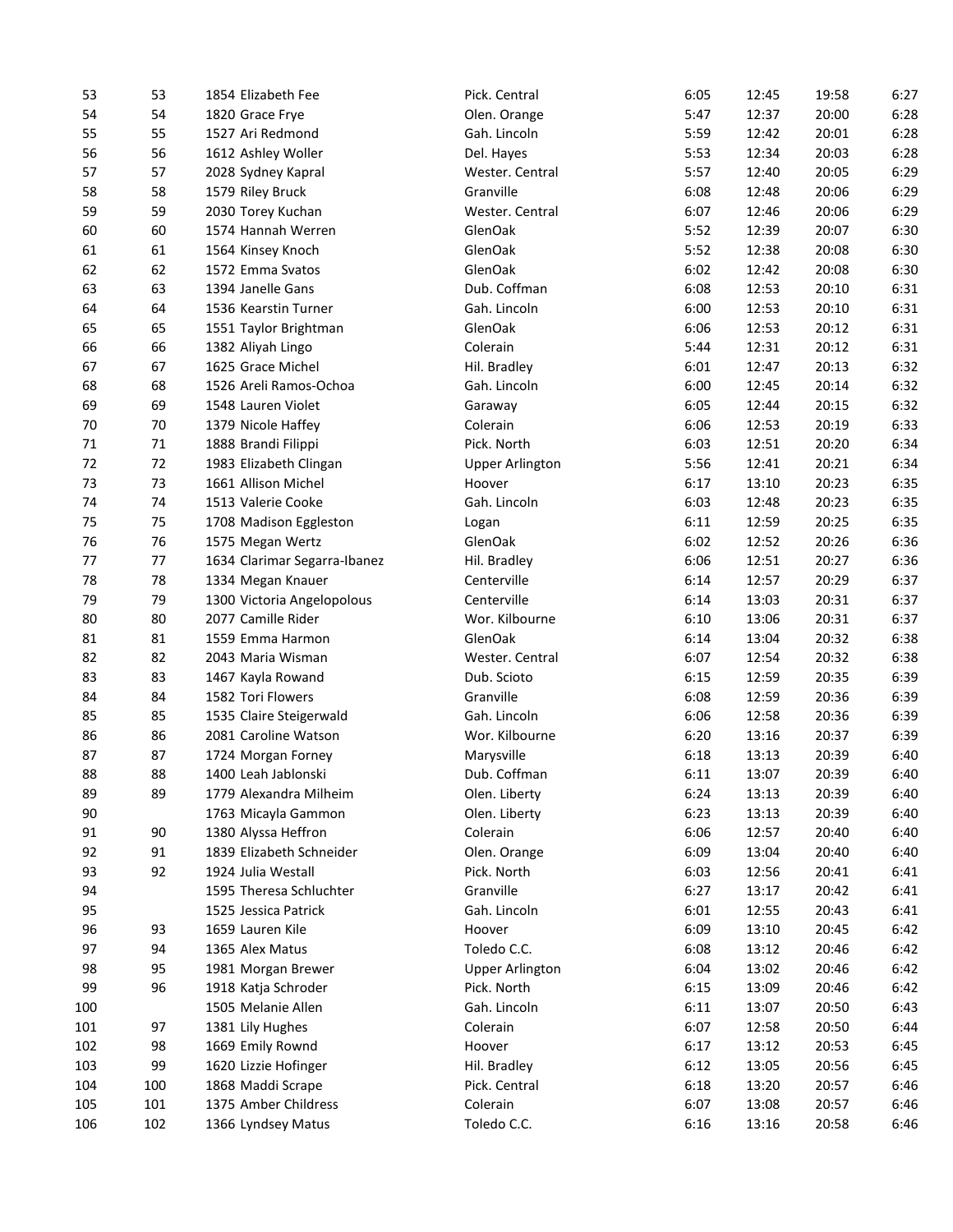| | | | | | | | |
|---|---|---|---|---|---|---|---|
| 53 | 53 | 1854 Elizabeth Fee | Pick. Central | 6:05 | 12:45 | 19:58 | 6:27 |
| 54 | 54 | 1820 Grace Frye | Olen. Orange | 5:47 | 12:37 | 20:00 | 6:28 |
| 55 | 55 | 1527 Ari Redmond | Gah. Lincoln | 5:59 | 12:42 | 20:01 | 6:28 |
| 56 | 56 | 1612 Ashley Woller | Del. Hayes | 5:53 | 12:34 | 20:03 | 6:28 |
| 57 | 57 | 2028 Sydney Kapral | Wester. Central | 5:57 | 12:40 | 20:05 | 6:29 |
| 58 | 58 | 1579 Riley Bruck | Granville | 6:08 | 12:48 | 20:06 | 6:29 |
| 59 | 59 | 2030 Torey Kuchan | Wester. Central | 6:07 | 12:46 | 20:06 | 6:29 |
| 60 | 60 | 1574 Hannah Werren | GlenOak | 5:52 | 12:39 | 20:07 | 6:30 |
| 61 | 61 | 1564 Kinsey Knoch | GlenOak | 5:52 | 12:38 | 20:08 | 6:30 |
| 62 | 62 | 1572 Emma Svatos | GlenOak | 6:02 | 12:42 | 20:08 | 6:30 |
| 63 | 63 | 1394 Janelle Gans | Dub. Coffman | 6:08 | 12:53 | 20:10 | 6:31 |
| 64 | 64 | 1536 Kearstin Turner | Gah. Lincoln | 6:00 | 12:53 | 20:10 | 6:31 |
| 65 | 65 | 1551 Taylor Brightman | GlenOak | 6:06 | 12:53 | 20:12 | 6:31 |
| 66 | 66 | 1382 Aliyah Lingo | Colerain | 5:44 | 12:31 | 20:12 | 6:31 |
| 67 | 67 | 1625 Grace Michel | Hil. Bradley | 6:01 | 12:47 | 20:13 | 6:32 |
| 68 | 68 | 1526 Areli Ramos-Ochoa | Gah. Lincoln | 6:00 | 12:45 | 20:14 | 6:32 |
| 69 | 69 | 1548 Lauren Violet | Garaway | 6:05 | 12:44 | 20:15 | 6:32 |
| 70 | 70 | 1379 Nicole Haffey | Colerain | 6:06 | 12:53 | 20:19 | 6:33 |
| 71 | 71 | 1888 Brandi Filippi | Pick. North | 6:03 | 12:51 | 20:20 | 6:34 |
| 72 | 72 | 1983 Elizabeth Clingan | Upper Arlington | 5:56 | 12:41 | 20:21 | 6:34 |
| 73 | 73 | 1661 Allison Michel | Hoover | 6:17 | 13:10 | 20:23 | 6:35 |
| 74 | 74 | 1513 Valerie Cooke | Gah. Lincoln | 6:03 | 12:48 | 20:23 | 6:35 |
| 75 | 75 | 1708 Madison Eggleston | Logan | 6:11 | 12:59 | 20:25 | 6:35 |
| 76 | 76 | 1575 Megan Wertz | GlenOak | 6:02 | 12:52 | 20:26 | 6:36 |
| 77 | 77 | 1634 Clarimar Segarra-Ibanez | Hil. Bradley | 6:06 | 12:51 | 20:27 | 6:36 |
| 78 | 78 | 1334 Megan Knauer | Centerville | 6:14 | 12:57 | 20:29 | 6:37 |
| 79 | 79 | 1300 Victoria Angelopolous | Centerville | 6:14 | 13:03 | 20:31 | 6:37 |
| 80 | 80 | 2077 Camille Rider | Wor. Kilbourne | 6:10 | 13:06 | 20:31 | 6:37 |
| 81 | 81 | 1559 Emma Harmon | GlenOak | 6:14 | 13:04 | 20:32 | 6:38 |
| 82 | 82 | 2043 Maria Wisman | Wester. Central | 6:07 | 12:54 | 20:32 | 6:38 |
| 83 | 83 | 1467 Kayla Rowand | Dub. Scioto | 6:15 | 12:59 | 20:35 | 6:39 |
| 84 | 84 | 1582 Tori Flowers | Granville | 6:08 | 12:59 | 20:36 | 6:39 |
| 85 | 85 | 1535 Claire Steigerwald | Gah. Lincoln | 6:06 | 12:58 | 20:36 | 6:39 |
| 86 | 86 | 2081 Caroline Watson | Wor. Kilbourne | 6:20 | 13:16 | 20:37 | 6:39 |
| 87 | 87 | 1724 Morgan Forney | Marysville | 6:18 | 13:13 | 20:39 | 6:40 |
| 88 | 88 | 1400 Leah Jablonski | Dub. Coffman | 6:11 | 13:07 | 20:39 | 6:40 |
| 89 | 89 | 1779 Alexandra Milheim | Olen. Liberty | 6:24 | 13:13 | 20:39 | 6:40 |
| 90 | | 1763 Micayla Gammon | Olen. Liberty | 6:23 | 13:13 | 20:39 | 6:40 |
| 91 | 90 | 1380 Alyssa Heffron | Colerain | 6:06 | 12:57 | 20:40 | 6:40 |
| 92 | 91 | 1839 Elizabeth Schneider | Olen. Orange | 6:09 | 13:04 | 20:40 | 6:40 |
| 93 | 92 | 1924 Julia Westall | Pick. North | 6:03 | 12:56 | 20:41 | 6:41 |
| 94 | | 1595 Theresa Schluchter | Granville | 6:27 | 13:17 | 20:42 | 6:41 |
| 95 | | 1525 Jessica Patrick | Gah. Lincoln | 6:01 | 12:55 | 20:43 | 6:41 |
| 96 | 93 | 1659 Lauren Kile | Hoover | 6:09 | 13:10 | 20:45 | 6:42 |
| 97 | 94 | 1365 Alex Matus | Toledo C.C. | 6:08 | 13:12 | 20:46 | 6:42 |
| 98 | 95 | 1981 Morgan Brewer | Upper Arlington | 6:04 | 13:02 | 20:46 | 6:42 |
| 99 | 96 | 1918 Katja Schroder | Pick. North | 6:15 | 13:09 | 20:46 | 6:42 |
| 100 | | 1505 Melanie Allen | Gah. Lincoln | 6:11 | 13:07 | 20:50 | 6:43 |
| 101 | 97 | 1381 Lily Hughes | Colerain | 6:07 | 12:58 | 20:50 | 6:44 |
| 102 | 98 | 1669 Emily Rownd | Hoover | 6:17 | 13:12 | 20:53 | 6:45 |
| 103 | 99 | 1620 Lizzie Hofinger | Hil. Bradley | 6:12 | 13:05 | 20:56 | 6:45 |
| 104 | 100 | 1868 Maddi Scrape | Pick. Central | 6:18 | 13:20 | 20:57 | 6:46 |
| 105 | 101 | 1375 Amber Childress | Colerain | 6:07 | 13:08 | 20:57 | 6:46 |
| 106 | 102 | 1366 Lyndsey Matus | Toledo C.C. | 6:16 | 13:16 | 20:58 | 6:46 |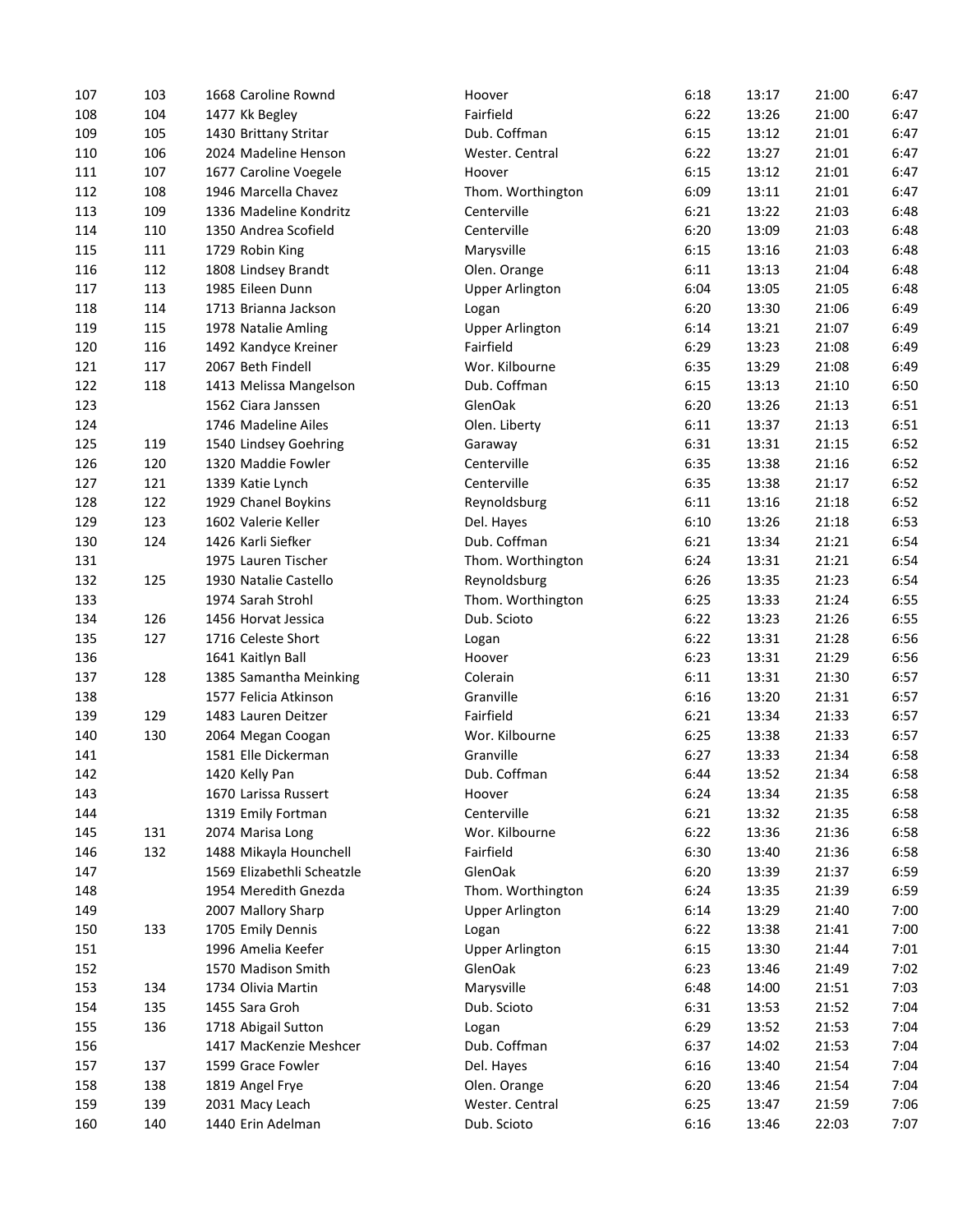| | | | | | | | |
|---|---|---|---|---|---|---|---|
| 107 | 103 | 1668 Caroline Rownd | Hoover | 6:18 | 13:17 | 21:00 | 6:47 |
| 108 | 104 | 1477 Kk Begley | Fairfield | 6:22 | 13:26 | 21:00 | 6:47 |
| 109 | 105 | 1430 Brittany Stritar | Dub. Coffman | 6:15 | 13:12 | 21:01 | 6:47 |
| 110 | 106 | 2024 Madeline Henson | Wester. Central | 6:22 | 13:27 | 21:01 | 6:47 |
| 111 | 107 | 1677 Caroline Voegele | Hoover | 6:15 | 13:12 | 21:01 | 6:47 |
| 112 | 108 | 1946 Marcella Chavez | Thom. Worthington | 6:09 | 13:11 | 21:01 | 6:47 |
| 113 | 109 | 1336 Madeline Kondritz | Centerville | 6:21 | 13:22 | 21:03 | 6:48 |
| 114 | 110 | 1350 Andrea Scofield | Centerville | 6:20 | 13:09 | 21:03 | 6:48 |
| 115 | 111 | 1729 Robin King | Marysville | 6:15 | 13:16 | 21:03 | 6:48 |
| 116 | 112 | 1808 Lindsey Brandt | Olen. Orange | 6:11 | 13:13 | 21:04 | 6:48 |
| 117 | 113 | 1985 Eileen Dunn | Upper Arlington | 6:04 | 13:05 | 21:05 | 6:48 |
| 118 | 114 | 1713 Brianna Jackson | Logan | 6:20 | 13:30 | 21:06 | 6:49 |
| 119 | 115 | 1978 Natalie Amling | Upper Arlington | 6:14 | 13:21 | 21:07 | 6:49 |
| 120 | 116 | 1492 Kandyce Kreiner | Fairfield | 6:29 | 13:23 | 21:08 | 6:49 |
| 121 | 117 | 2067 Beth Findell | Wor. Kilbourne | 6:35 | 13:29 | 21:08 | 6:49 |
| 122 | 118 | 1413 Melissa Mangelson | Dub. Coffman | 6:15 | 13:13 | 21:10 | 6:50 |
| 123 | | 1562 Ciara Janssen | GlenOak | 6:20 | 13:26 | 21:13 | 6:51 |
| 124 | | 1746 Madeline Ailes | Olen. Liberty | 6:11 | 13:37 | 21:13 | 6:51 |
| 125 | 119 | 1540 Lindsey Goehring | Garaway | 6:31 | 13:31 | 21:15 | 6:52 |
| 126 | 120 | 1320 Maddie Fowler | Centerville | 6:35 | 13:38 | 21:16 | 6:52 |
| 127 | 121 | 1339 Katie Lynch | Centerville | 6:35 | 13:38 | 21:17 | 6:52 |
| 128 | 122 | 1929 Chanel Boykins | Reynoldsburg | 6:11 | 13:16 | 21:18 | 6:52 |
| 129 | 123 | 1602 Valerie Keller | Del. Hayes | 6:10 | 13:26 | 21:18 | 6:53 |
| 130 | 124 | 1426 Karli Siefker | Dub. Coffman | 6:21 | 13:34 | 21:21 | 6:54 |
| 131 | | 1975 Lauren Tischer | Thom. Worthington | 6:24 | 13:31 | 21:21 | 6:54 |
| 132 | 125 | 1930 Natalie Castello | Reynoldsburg | 6:26 | 13:35 | 21:23 | 6:54 |
| 133 | | 1974 Sarah Strohl | Thom. Worthington | 6:25 | 13:33 | 21:24 | 6:55 |
| 134 | 126 | 1456 Horvat Jessica | Dub. Scioto | 6:22 | 13:23 | 21:26 | 6:55 |
| 135 | 127 | 1716 Celeste Short | Logan | 6:22 | 13:31 | 21:28 | 6:56 |
| 136 | | 1641 Kaitlyn Ball | Hoover | 6:23 | 13:31 | 21:29 | 6:56 |
| 137 | 128 | 1385 Samantha Meinking | Colerain | 6:11 | 13:31 | 21:30 | 6:57 |
| 138 | | 1577 Felicia Atkinson | Granville | 6:16 | 13:20 | 21:31 | 6:57 |
| 139 | 129 | 1483 Lauren Deitzer | Fairfield | 6:21 | 13:34 | 21:33 | 6:57 |
| 140 | 130 | 2064 Megan Coogan | Wor. Kilbourne | 6:25 | 13:38 | 21:33 | 6:57 |
| 141 | | 1581 Elle Dickerman | Granville | 6:27 | 13:33 | 21:34 | 6:58 |
| 142 | | 1420 Kelly Pan | Dub. Coffman | 6:44 | 13:52 | 21:34 | 6:58 |
| 143 | | 1670 Larissa Russert | Hoover | 6:24 | 13:34 | 21:35 | 6:58 |
| 144 | | 1319 Emily Fortman | Centerville | 6:21 | 13:32 | 21:35 | 6:58 |
| 145 | 131 | 2074 Marisa Long | Wor. Kilbourne | 6:22 | 13:36 | 21:36 | 6:58 |
| 146 | 132 | 1488 Mikayla Hounchell | Fairfield | 6:30 | 13:40 | 21:36 | 6:58 |
| 147 | | 1569 Elizabethli Scheatzle | GlenOak | 6:20 | 13:39 | 21:37 | 6:59 |
| 148 | | 1954 Meredith Gnezda | Thom. Worthington | 6:24 | 13:35 | 21:39 | 6:59 |
| 149 | | 2007 Mallory Sharp | Upper Arlington | 6:14 | 13:29 | 21:40 | 7:00 |
| 150 | 133 | 1705 Emily Dennis | Logan | 6:22 | 13:38 | 21:41 | 7:00 |
| 151 | | 1996 Amelia Keefer | Upper Arlington | 6:15 | 13:30 | 21:44 | 7:01 |
| 152 | | 1570 Madison Smith | GlenOak | 6:23 | 13:46 | 21:49 | 7:02 |
| 153 | 134 | 1734 Olivia Martin | Marysville | 6:48 | 14:00 | 21:51 | 7:03 |
| 154 | 135 | 1455 Sara Groh | Dub. Scioto | 6:31 | 13:53 | 21:52 | 7:04 |
| 155 | 136 | 1718 Abigail Sutton | Logan | 6:29 | 13:52 | 21:53 | 7:04 |
| 156 | | 1417 MacKenzie Meshcer | Dub. Coffman | 6:37 | 14:02 | 21:53 | 7:04 |
| 157 | 137 | 1599 Grace Fowler | Del. Hayes | 6:16 | 13:40 | 21:54 | 7:04 |
| 158 | 138 | 1819 Angel Frye | Olen. Orange | 6:20 | 13:46 | 21:54 | 7:04 |
| 159 | 139 | 2031 Macy Leach | Wester. Central | 6:25 | 13:47 | 21:59 | 7:06 |
| 160 | 140 | 1440 Erin Adelman | Dub. Scioto | 6:16 | 13:46 | 22:03 | 7:07 |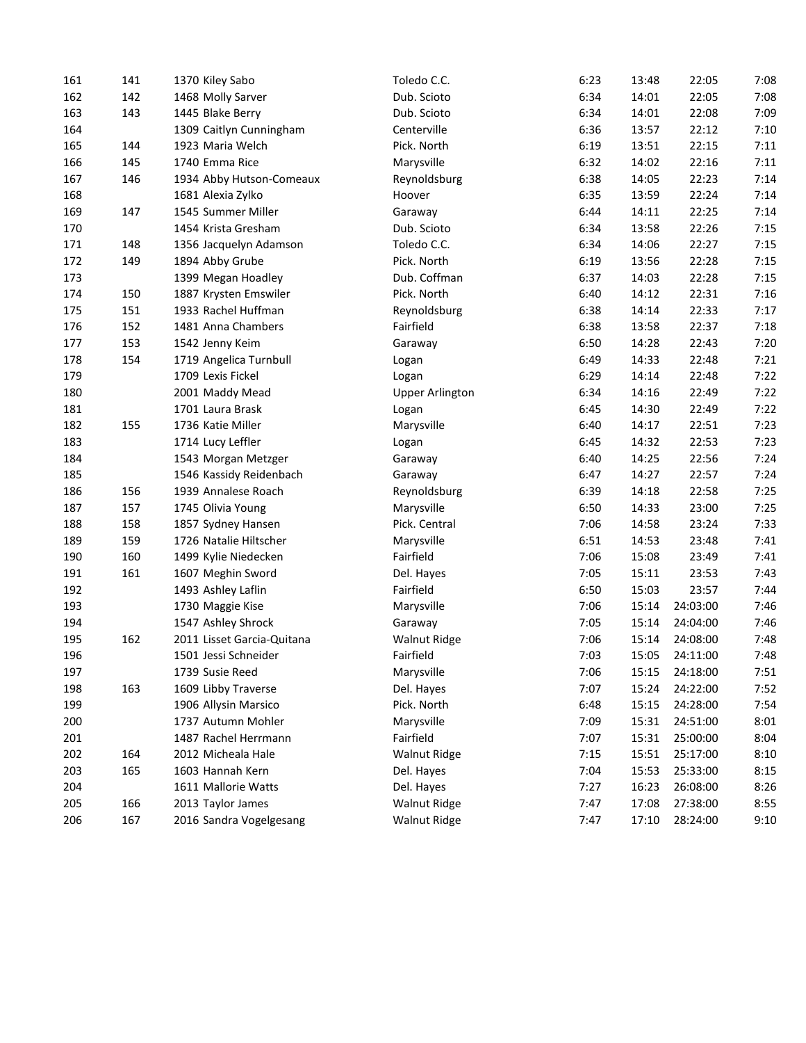| | | | | | | | | |
|---|---|---|---|---|---|---|---|---|
| 161 | 141 | 1370 | Kiley Sabo | Toledo C.C. | 6:23 | 13:48 | 22:05 | 7:08 |
| 162 | 142 | 1468 | Molly Sarver | Dub. Scioto | 6:34 | 14:01 | 22:05 | 7:08 |
| 163 | 143 | 1445 | Blake Berry | Dub. Scioto | 6:34 | 14:01 | 22:08 | 7:09 |
| 164 | | 1309 | Caitlyn Cunningham | Centerville | 6:36 | 13:57 | 22:12 | 7:10 |
| 165 | 144 | 1923 | Maria Welch | Pick. North | 6:19 | 13:51 | 22:15 | 7:11 |
| 166 | 145 | 1740 | Emma Rice | Marysville | 6:32 | 14:02 | 22:16 | 7:11 |
| 167 | 146 | 1934 | Abby Hutson-Comeaux | Reynoldsburg | 6:38 | 14:05 | 22:23 | 7:14 |
| 168 | | 1681 | Alexia Zylko | Hoover | 6:35 | 13:59 | 22:24 | 7:14 |
| 169 | 147 | 1545 | Summer Miller | Garaway | 6:44 | 14:11 | 22:25 | 7:14 |
| 170 | | 1454 | Krista Gresham | Dub. Scioto | 6:34 | 13:58 | 22:26 | 7:15 |
| 171 | 148 | 1356 | Jacquelyn Adamson | Toledo C.C. | 6:34 | 14:06 | 22:27 | 7:15 |
| 172 | 149 | 1894 | Abby Grube | Pick. North | 6:19 | 13:56 | 22:28 | 7:15 |
| 173 | | 1399 | Megan Hoadley | Dub. Coffman | 6:37 | 14:03 | 22:28 | 7:15 |
| 174 | 150 | 1887 | Krysten Emswiler | Pick. North | 6:40 | 14:12 | 22:31 | 7:16 |
| 175 | 151 | 1933 | Rachel Huffman | Reynoldsburg | 6:38 | 14:14 | 22:33 | 7:17 |
| 176 | 152 | 1481 | Anna Chambers | Fairfield | 6:38 | 13:58 | 22:37 | 7:18 |
| 177 | 153 | 1542 | Jenny Keim | Garaway | 6:50 | 14:28 | 22:43 | 7:20 |
| 178 | 154 | 1719 | Angelica Turnbull | Logan | 6:49 | 14:33 | 22:48 | 7:21 |
| 179 | | 1709 | Lexis Fickel | Logan | 6:29 | 14:14 | 22:48 | 7:22 |
| 180 | | 2001 | Maddy Mead | Upper Arlington | 6:34 | 14:16 | 22:49 | 7:22 |
| 181 | | 1701 | Laura Brask | Logan | 6:45 | 14:30 | 22:49 | 7:22 |
| 182 | 155 | 1736 | Katie Miller | Marysville | 6:40 | 14:17 | 22:51 | 7:23 |
| 183 | | 1714 | Lucy Leffler | Logan | 6:45 | 14:32 | 22:53 | 7:23 |
| 184 | | 1543 | Morgan Metzger | Garaway | 6:40 | 14:25 | 22:56 | 7:24 |
| 185 | | 1546 | Kassidy Reidenbach | Garaway | 6:47 | 14:27 | 22:57 | 7:24 |
| 186 | 156 | 1939 | Annalese Roach | Reynoldsburg | 6:39 | 14:18 | 22:58 | 7:25 |
| 187 | 157 | 1745 | Olivia Young | Marysville | 6:50 | 14:33 | 23:00 | 7:25 |
| 188 | 158 | 1857 | Sydney Hansen | Pick. Central | 7:06 | 14:58 | 23:24 | 7:33 |
| 189 | 159 | 1726 | Natalie Hiltscher | Marysville | 6:51 | 14:53 | 23:48 | 7:41 |
| 190 | 160 | 1499 | Kylie Niedecken | Fairfield | 7:06 | 15:08 | 23:49 | 7:41 |
| 191 | 161 | 1607 | Meghin Sword | Del. Hayes | 7:05 | 15:11 | 23:53 | 7:43 |
| 192 | | 1493 | Ashley Laflin | Fairfield | 6:50 | 15:03 | 23:57 | 7:44 |
| 193 | | 1730 | Maggie Kise | Marysville | 7:06 | 15:14 | 24:03:00 | 7:46 |
| 194 | | 1547 | Ashley Shrock | Garaway | 7:05 | 15:14 | 24:04:00 | 7:46 |
| 195 | 162 | 2011 | Lisset Garcia-Quitana | Walnut Ridge | 7:06 | 15:14 | 24:08:00 | 7:48 |
| 196 | | 1501 | Jessi Schneider | Fairfield | 7:03 | 15:05 | 24:11:00 | 7:48 |
| 197 | | 1739 | Susie Reed | Marysville | 7:06 | 15:15 | 24:18:00 | 7:51 |
| 198 | 163 | 1609 | Libby Traverse | Del. Hayes | 7:07 | 15:24 | 24:22:00 | 7:52 |
| 199 | | 1906 | Allysin Marsico | Pick. North | 6:48 | 15:15 | 24:28:00 | 7:54 |
| 200 | | 1737 | Autumn Mohler | Marysville | 7:09 | 15:31 | 24:51:00 | 8:01 |
| 201 | | 1487 | Rachel Herrmann | Fairfield | 7:07 | 15:31 | 25:00:00 | 8:04 |
| 202 | 164 | 2012 | Micheala Hale | Walnut Ridge | 7:15 | 15:51 | 25:17:00 | 8:10 |
| 203 | 165 | 1603 | Hannah Kern | Del. Hayes | 7:04 | 15:53 | 25:33:00 | 8:15 |
| 204 | | 1611 | Mallorie Watts | Del. Hayes | 7:27 | 16:23 | 26:08:00 | 8:26 |
| 205 | 166 | 2013 | Taylor James | Walnut Ridge | 7:47 | 17:08 | 27:38:00 | 8:55 |
| 206 | 167 | 2016 | Sandra Vogelgesang | Walnut Ridge | 7:47 | 17:10 | 28:24:00 | 9:10 |